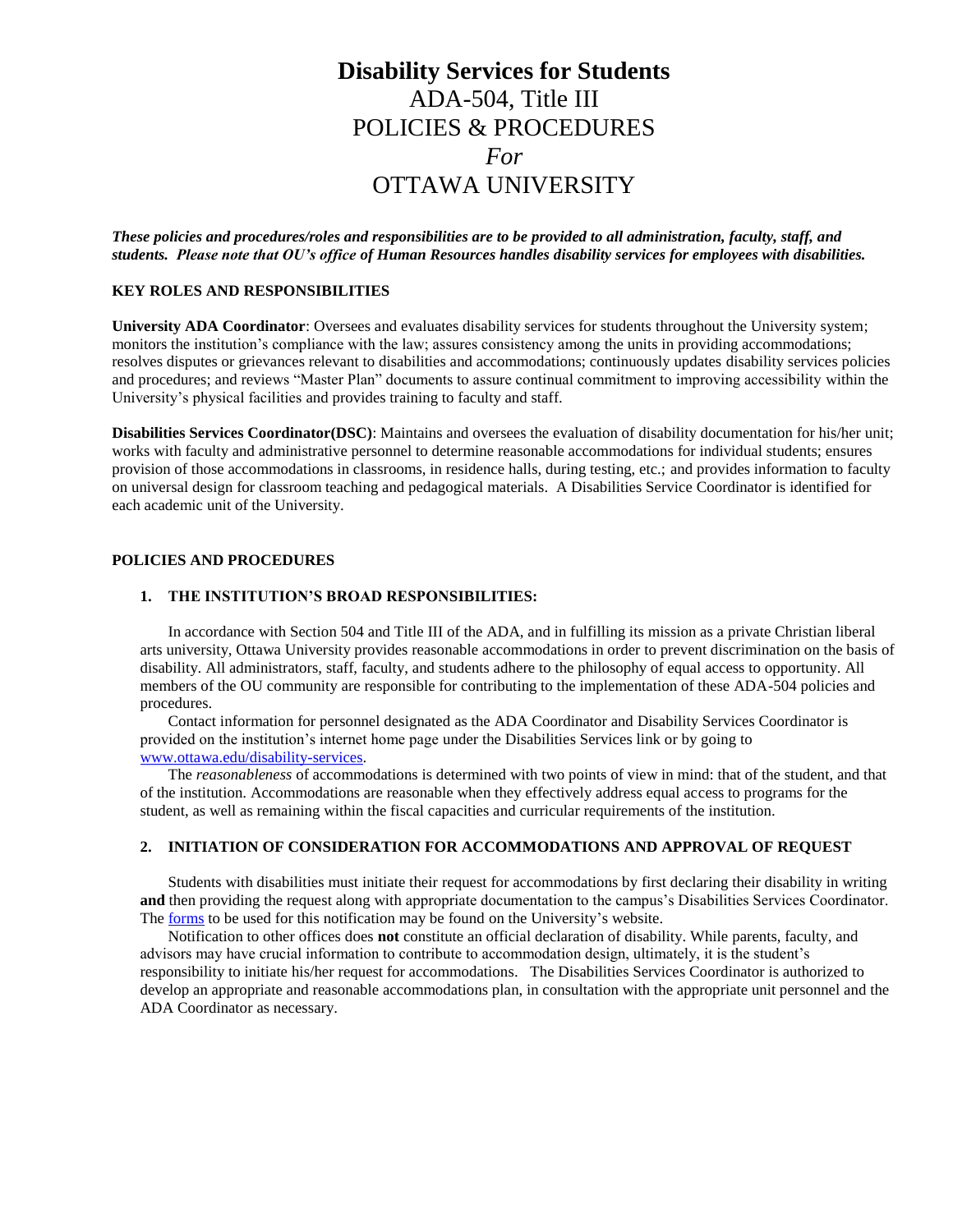# Disability Services for Students

ADA-504, Title III

POLICIES & PROCEDURES

*For*

OTTAWA UNIVERSITY

***These policies and procedures/roles and responsibilities are to be provided to all administration, faculty, staff, and students. Please note that OU's office of Human Resources handles disability services for employees with disabilities.***

## KEY ROLES AND RESPONSIBILITIES

**University ADA Coordinator**: Oversees and evaluates disability services for students throughout the University system; monitors the institution's compliance with the law; assures consistency among the units in providing accommodations; resolves disputes or grievances relevant to disabilities and accommodations; continuously updates disability services policies and procedures; and reviews "Master Plan" documents to assure continual commitment to improving accessibility within the University's physical facilities and provides training to faculty and staff.

**Disabilities Services Coordinator(DSC)**: Maintains and oversees the evaluation of disability documentation for his/her unit; works with faculty and administrative personnel to determine reasonable accommodations for individual students; ensures provision of those accommodations in classrooms, in residence halls, during testing, etc.; and provides information to faculty on universal design for classroom teaching and pedagogical materials. A Disabilities Service Coordinator is identified for each academic unit of the University.

## POLICIES AND PROCEDURES

### 1. THE INSTITUTION'S BROAD RESPONSIBILITIES:

In accordance with Section 504 and Title III of the ADA, and in fulfilling its mission as a private Christian liberal arts university, Ottawa University provides reasonable accommodations in order to prevent discrimination on the basis of disability. All administrators, staff, faculty, and students adhere to the philosophy of equal access to opportunity. All members of the OU community are responsible for contributing to the implementation of these ADA-504 policies and procedures.

Contact information for personnel designated as the ADA Coordinator and Disability Services Coordinator is provided on the institution's internet home page under the Disabilities Services link or by going to www.ottawa.edu/disability-services.

The *reasonableness* of accommodations is determined with two points of view in mind: that of the student, and that of the institution. Accommodations are reasonable when they effectively address equal access to programs for the student, as well as remaining within the fiscal capacities and curricular requirements of the institution.

### 2. INITIATION OF CONSIDERATION FOR ACCOMMODATIONS AND APPROVAL OF REQUEST

Students with disabilities must initiate their request for accommodations by first declaring their disability in writing **and** then providing the request along with appropriate documentation to the campus's Disabilities Services Coordinator. The forms to be used for this notification may be found on the University's website.

Notification to other offices does **not** constitute an official declaration of disability. While parents, faculty, and advisors may have crucial information to contribute to accommodation design, ultimately, it is the student's responsibility to initiate his/her request for accommodations. The Disabilities Services Coordinator is authorized to develop an appropriate and reasonable accommodations plan, in consultation with the appropriate unit personnel and the ADA Coordinator as necessary.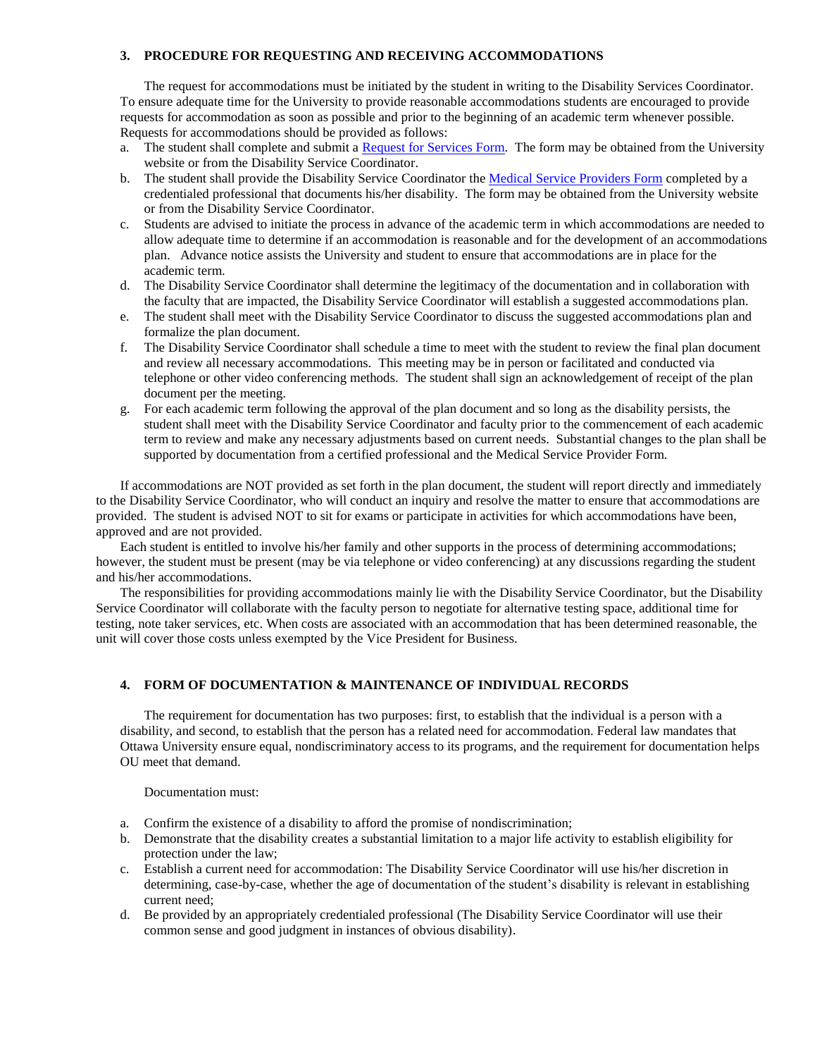## 3. PROCEDURE FOR REQUESTING AND RECEIVING ACCOMMODATIONS

The request for accommodations must be initiated by the student in writing to the Disability Services Coordinator. To ensure adequate time for the University to provide reasonable accommodations students are encouraged to provide requests for accommodation as soon as possible and prior to the beginning of an academic term whenever possible. Requests for accommodations should be provided as follows:

a. The student shall complete and submit a Request for Services Form. The form may be obtained from the University website or from the Disability Service Coordinator.
b. The student shall provide the Disability Service Coordinator the Medical Service Providers Form completed by a credentialed professional that documents his/her disability. The form may be obtained from the University website or from the Disability Service Coordinator.
c. Students are advised to initiate the process in advance of the academic term in which accommodations are needed to allow adequate time to determine if an accommodation is reasonable and for the development of an accommodations plan. Advance notice assists the University and student to ensure that accommodations are in place for the academic term.
d. The Disability Service Coordinator shall determine the legitimacy of the documentation and in collaboration with the faculty that are impacted, the Disability Service Coordinator will establish a suggested accommodations plan.
e. The student shall meet with the Disability Service Coordinator to discuss the suggested accommodations plan and formalize the plan document.
f. The Disability Service Coordinator shall schedule a time to meet with the student to review the final plan document and review all necessary accommodations. This meeting may be in person or facilitated and conducted via telephone or other video conferencing methods. The student shall sign an acknowledgement of receipt of the plan document per the meeting.
g. For each academic term following the approval of the plan document and so long as the disability persists, the student shall meet with the Disability Service Coordinator and faculty prior to the commencement of each academic term to review and make any necessary adjustments based on current needs. Substantial changes to the plan shall be supported by documentation from a certified professional and the Medical Service Provider Form.

If accommodations are NOT provided as set forth in the plan document, the student will report directly and immediately to the Disability Service Coordinator, who will conduct an inquiry and resolve the matter to ensure that accommodations are provided. The student is advised NOT to sit for exams or participate in activities for which accommodations have been, approved and are not provided.

Each student is entitled to involve his/her family and other supports in the process of determining accommodations; however, the student must be present (may be via telephone or video conferencing) at any discussions regarding the student and his/her accommodations.

The responsibilities for providing accommodations mainly lie with the Disability Service Coordinator, but the Disability Service Coordinator will collaborate with the faculty person to negotiate for alternative testing space, additional time for testing, note taker services, etc. When costs are associated with an accommodation that has been determined reasonable, the unit will cover those costs unless exempted by the Vice President for Business.

## 4. FORM OF DOCUMENTATION & MAINTENANCE OF INDIVIDUAL RECORDS

The requirement for documentation has two purposes: first, to establish that the individual is a person with a disability, and second, to establish that the person has a related need for accommodation. Federal law mandates that Ottawa University ensure equal, nondiscriminatory access to its programs, and the requirement for documentation helps OU meet that demand.

Documentation must:

a. Confirm the existence of a disability to afford the promise of nondiscrimination;
b. Demonstrate that the disability creates a substantial limitation to a major life activity to establish eligibility for protection under the law;
c. Establish a current need for accommodation: The Disability Service Coordinator will use his/her discretion in determining, case-by-case, whether the age of documentation of the student's disability is relevant in establishing current need;
d. Be provided by an appropriately credentialed professional (The Disability Service Coordinator will use their common sense and good judgment in instances of obvious disability).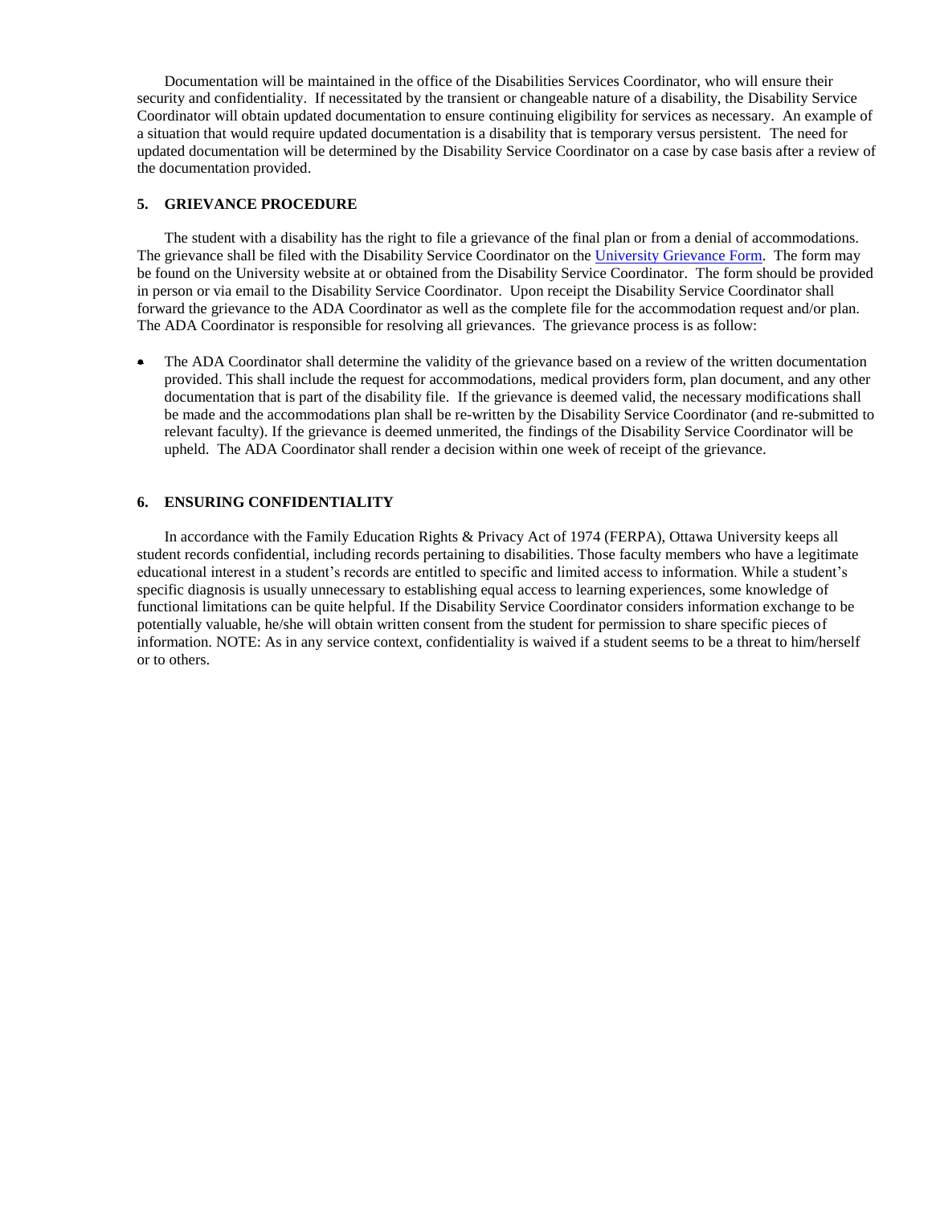Documentation will be maintained in the office of the Disabilities Services Coordinator, who will ensure their security and confidentiality. If necessitated by the transient or changeable nature of a disability, the Disability Service Coordinator will obtain updated documentation to ensure continuing eligibility for services as necessary. An example of a situation that would require updated documentation is a disability that is temporary versus persistent. The need for updated documentation will be determined by the Disability Service Coordinator on a case by case basis after a review of the documentation provided.

## 5. GRIEVANCE PROCEDURE

The student with a disability has the right to file a grievance of the final plan or from a denial of accommodations. The grievance shall be filed with the Disability Service Coordinator on the University Grievance Form. The form may be found on the University website at or obtained from the Disability Service Coordinator. The form should be provided in person or via email to the Disability Service Coordinator. Upon receipt the Disability Service Coordinator shall forward the grievance to the ADA Coordinator as well as the complete file for the accommodation request and/or plan. The ADA Coordinator is responsible for resolving all grievances. The grievance process is as follow:

- The ADA Coordinator shall determine the validity of the grievance based on a review of the written documentation provided. This shall include the request for accommodations, medical providers form, plan document, and any other documentation that is part of the disability file. If the grievance is deemed valid, the necessary modifications shall be made and the accommodations plan shall be re-written by the Disability Service Coordinator (and re-submitted to relevant faculty). If the grievance is deemed unmerited, the findings of the Disability Service Coordinator will be upheld. The ADA Coordinator shall render a decision within one week of receipt of the grievance.

## 6. ENSURING CONFIDENTIALITY

In accordance with the Family Education Rights & Privacy Act of 1974 (FERPA), Ottawa University keeps all student records confidential, including records pertaining to disabilities. Those faculty members who have a legitimate educational interest in a student's records are entitled to specific and limited access to information. While a student's specific diagnosis is usually unnecessary to establishing equal access to learning experiences, some knowledge of functional limitations can be quite helpful. If the Disability Service Coordinator considers information exchange to be potentially valuable, he/she will obtain written consent from the student for permission to share specific pieces of information. NOTE: As in any service context, confidentiality is waived if a student seems to be a threat to him/herself or to others.